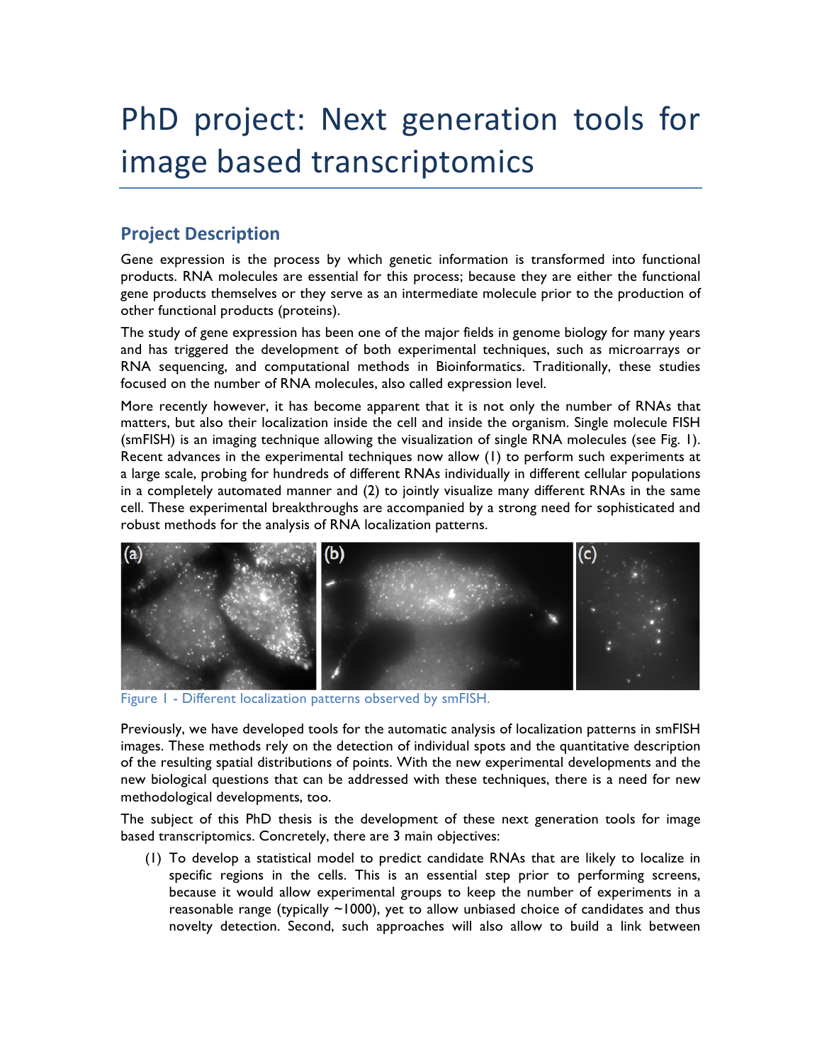// PhD project: Next generation tools for image based transcriptomics

## Project Description

Gene expression is the process by which genetic information is transformed into functional products. RNA molecules are essential for this process; because they are either the functional gene products themselves or they serve as an intermediate molecule prior to the production of other functional products (proteins).

The study of gene expression has been one of the major fields in genome biology for many years and has triggered the development of both experimental techniques, such as microarrays or RNA sequencing, and computational methods in Bioinformatics. Traditionally, these studies focused on the number of RNA molecules, also called expression level.

More recently however, it has become apparent that it is not only the number of RNAs that matters, but also their localization inside the cell and inside the organism. Single molecule FISH (smFISH) is an imaging technique allowing the visualization of single RNA molecules (see Fig. 1). Recent advances in the experimental techniques now allow (1) to perform such experiments at a large scale, probing for hundreds of different RNAs individually in different cellular populations in a completely automated manner and (2) to jointly visualize many different RNAs in the same cell. These experimental breakthroughs are accompanied by a strong need for sophisticated and robust methods for the analysis of RNA localization patterns.

Figure 1 - Different localization patterns observed by smFISH.

Previously, we have developed tools for the automatic analysis of localization patterns in smFISH images. These methods rely on the detection of individual spots and the quantitative description of the resulting spatial distributions of points. With the new experimental developments and the new biological questions that can be addressed with these techniques, there is a need for new methodological developments, too.

The subject of this PhD thesis is the development of these next generation tools for image based transcriptomics. Concretely, there are 3 main objectives:

(1) To develop a statistical model to predict candidate RNAs that are likely to localize in specific regions in the cells. This is an essential step prior to performing screens, because it would allow experimental groups to keep the number of experiments in a reasonable range (typically ~1000), yet to allow unbiased choice of candidates and thus novelty detection. Second, such approaches will also allow to build a link between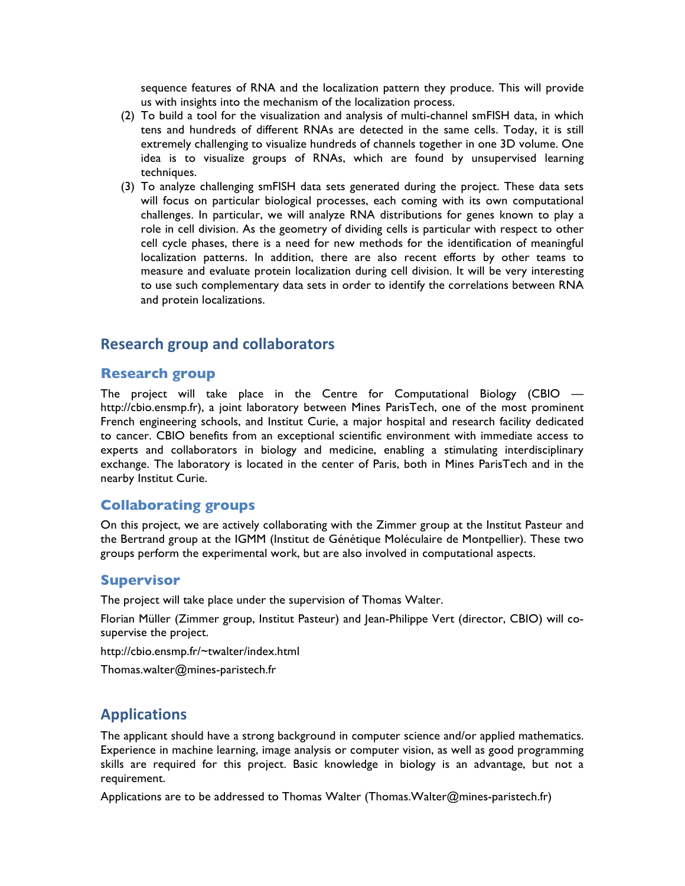sequence features of RNA and the localization pattern they produce. This will provide us with insights into the mechanism of the localization process.

(2) To build a tool for the visualization and analysis of multi-channel smFISH data, in which tens and hundreds of different RNAs are detected in the same cells. Today, it is still extremely challenging to visualize hundreds of channels together in one 3D volume. One idea is to visualize groups of RNAs, which are found by unsupervised learning techniques.

(3) To analyze challenging smFISH data sets generated during the project. These data sets will focus on particular biological processes, each coming with its own computational challenges. In particular, we will analyze RNA distributions for genes known to play a role in cell division. As the geometry of dividing cells is particular with respect to other cell cycle phases, there is a need for new methods for the identification of meaningful localization patterns. In addition, there are also recent efforts by other teams to measure and evaluate protein localization during cell division. It will be very interesting to use such complementary data sets in order to identify the correlations between RNA and protein localizations.

## Research group and collaborators

### Research group

The project will take place in the Centre for Computational Biology (CBIO — http://cbio.ensmp.fr), a joint laboratory between Mines ParisTech, one of the most prominent French engineering schools, and Institut Curie, a major hospital and research facility dedicated to cancer. CBIO benefits from an exceptional scientific environment with immediate access to experts and collaborators in biology and medicine, enabling a stimulating interdisciplinary exchange. The laboratory is located in the center of Paris, both in Mines ParisTech and in the nearby Institut Curie.

### Collaborating groups

On this project, we are actively collaborating with the Zimmer group at the Institut Pasteur and the Bertrand group at the IGMM (Institut de Génétique Moléculaire de Montpellier). These two groups perform the experimental work, but are also involved in computational aspects.

### Supervisor

The project will take place under the supervision of Thomas Walter.

Florian Müller (Zimmer group, Institut Pasteur) and Jean-Philippe Vert (director, CBIO) will co-supervise the project.

http://cbio.ensmp.fr/~twalter/index.html

Thomas.walter@mines-paristech.fr

## Applications

The applicant should have a strong background in computer science and/or applied mathematics. Experience in machine learning, image analysis or computer vision, as well as good programming skills are required for this project. Basic knowledge in biology is an advantage, but not a requirement.

Applications are to be addressed to Thomas Walter (Thomas.Walter@mines-paristech.fr)